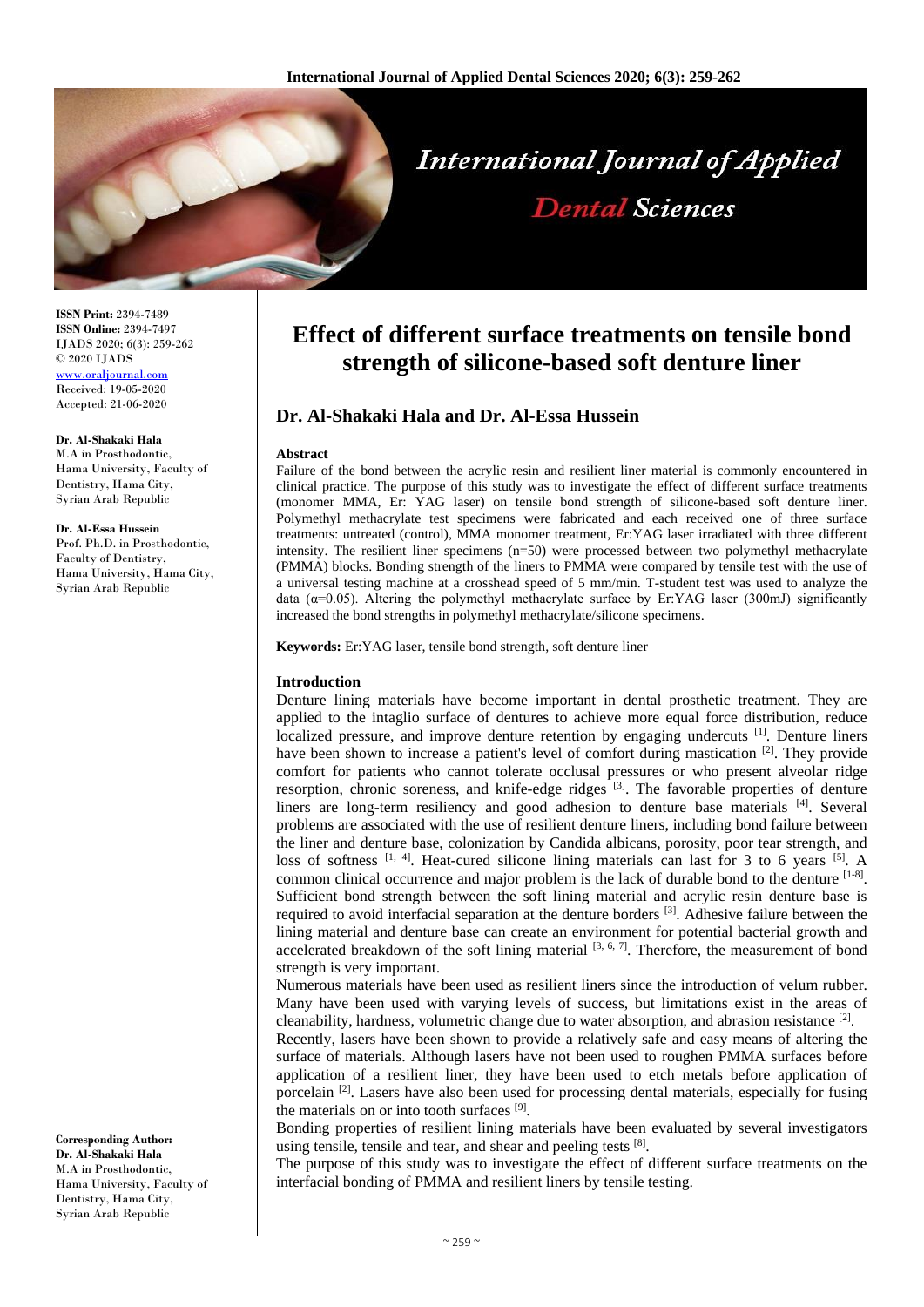# Effect of different surface treatments on tensile bond strength of silicone-based soft denture liner

## Dr. Al-Shakaki Hala and Dr. Al-Essa Hussein

**ISSN Print:** 2394-7489
**ISSN Online:** 2394-7497
IJADS 2020; 6(3): 259-262
© 2020 IJADS
www.oraljournal.com
Received: 19-05-2020
Accepted: 21-06-2020

**Dr. Al-Shakaki Hala**
M.A in Prosthodontic, Hama University, Faculty of Dentistry, Hama City, Syrian Arab Republic

**Dr. Al-Essa Hussein**
Prof. Ph.D. in Prosthodontic, Faculty of Dentistry, Hama University, Hama City, Syrian Arab Republic

**Corresponding Author:**
**Dr. Al-Shakaki Hala**
M.A in Prosthodontic, Hama University, Faculty of Dentistry, Hama City, Syrian Arab Republic

### Abstract

Failure of the bond between the acrylic resin and resilient liner material is commonly encountered in clinical practice. The purpose of this study was to investigate the effect of different surface treatments (monomer MMA, Er: YAG laser) on tensile bond strength of silicone-based soft denture liner. Polymethyl methacrylate test specimens were fabricated and each received one of three surface treatments: untreated (control), MMA monomer treatment, Er:YAG laser irradiated with three different intensity. The resilient liner specimens (n=50) were processed between two polymethyl methacrylate (PMMA) blocks. Bonding strength of the liners to PMMA were compared by tensile test with the use of a universal testing machine at a crosshead speed of 5 mm/min. T-student test was used to analyze the data ($\alpha$=0.05). Altering the polymethyl methacrylate surface by Er:YAG laser (300mJ) significantly increased the bond strengths in polymethyl methacrylate/silicone specimens.

**Keywords:** Er:YAG laser, tensile bond strength, soft denture liner

### Introduction

Denture lining materials have become important in dental prosthetic treatment. They are applied to the intaglio surface of dentures to achieve more equal force distribution, reduce localized pressure, and improve denture retention by engaging undercuts [1]. Denture liners have been shown to increase a patient's level of comfort during mastication [2]. They provide comfort for patients who cannot tolerate occlusal pressures or who present alveolar ridge resorption, chronic soreness, and knife-edge ridges [3]. The favorable properties of denture liners are long-term resiliency and good adhesion to denture base materials [4]. Several problems are associated with the use of resilient denture liners, including bond failure between the liner and denture base, colonization by Candida albicans, porosity, poor tear strength, and loss of softness [1, 4]. Heat-cured silicone lining materials can last for 3 to 6 years [5]. A common clinical occurrence and major problem is the lack of durable bond to the denture [1-8]. Sufficient bond strength between the soft lining material and acrylic resin denture base is required to avoid interfacial separation at the denture borders [3]. Adhesive failure between the lining material and denture base can create an environment for potential bacterial growth and accelerated breakdown of the soft lining material [3, 6, 7]. Therefore, the measurement of bond strength is very important.

Numerous materials have been used as resilient liners since the introduction of velum rubber. Many have been used with varying levels of success, but limitations exist in the areas of cleanability, hardness, volumetric change due to water absorption, and abrasion resistance [2].

Recently, lasers have been shown to provide a relatively safe and easy means of altering the surface of materials. Although lasers have not been used to roughen PMMA surfaces before application of a resilient liner, they have been used to etch metals before application of porcelain [2]. Lasers have also been used for processing dental materials, especially for fusing the materials on or into tooth surfaces [9].

Bonding properties of resilient lining materials have been evaluated by several investigators using tensile, tensile and tear, and shear and peeling tests [8].

The purpose of this study was to investigate the effect of different surface treatments on the interfacial bonding of PMMA and resilient liners by tensile testing.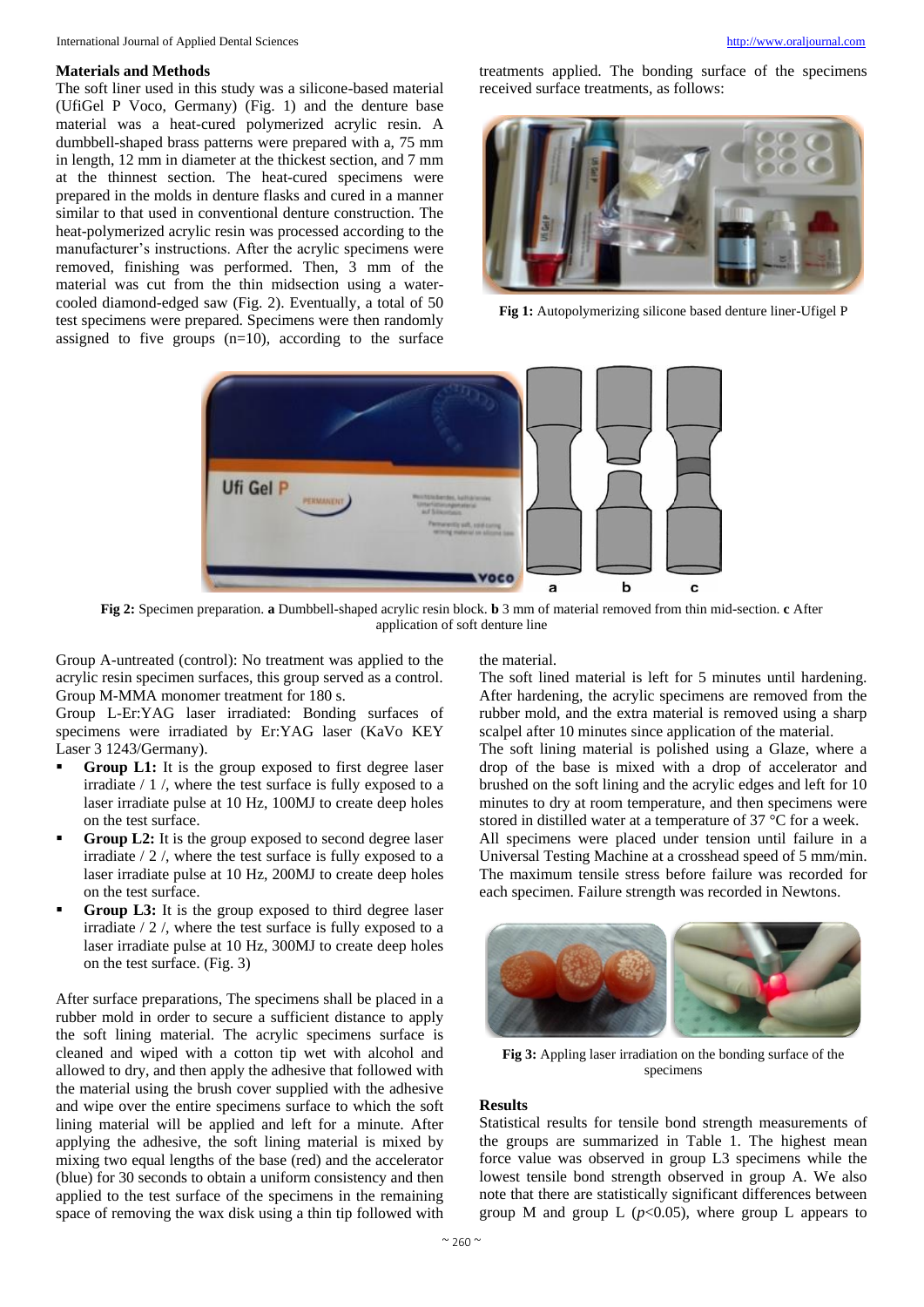## Materials and Methods

The soft liner used in this study was a silicone-based material (UfiGel P Voco, Germany) (Fig. 1) and the denture base material was a heat-cured polymerized acrylic resin. A dumbbell-shaped brass patterns were prepared with a, 75 mm in length, 12 mm in diameter at the thickest section, and 7 mm at the thinnest section. The heat-cured specimens were prepared in the molds in denture flasks and cured in a manner similar to that used in conventional denture construction. The heat-polymerized acrylic resin was processed according to the manufacturer's instructions. After the acrylic specimens were removed, finishing was performed. Then, 3 mm of the material was cut from the thin midsection using a water-cooled diamond-edged saw (Fig. 2). Eventually, a total of 50 test specimens were prepared. Specimens were then randomly assigned to five groups (n=10), according to the surface treatments applied. The bonding surface of the specimens received surface treatments, as follows:

**Fig 1:** Autopolymerizing silicone based denture liner-Ufigel P

**Fig 2:** Specimen preparation. **a** Dumbbell-shaped acrylic resin block. **b** 3 mm of material removed from thin mid-section. **c** After application of soft denture line

Group A-untreated (control): No treatment was applied to the acrylic resin specimen surfaces, this group served as a control.
Group M-MMA monomer treatment for 180 s.
Group L-Er:YAG laser irradiated: Bonding surfaces of specimens were irradiated by Er:YAG laser (KaVo KEY Laser 3 1243/Germany).

- **Group L1:** It is the group exposed to first degree laser irradiate / 1 /, where the test surface is fully exposed to a laser irradiate pulse at 10 Hz, 100MJ to create deep holes on the test surface.
- **Group L2:** It is the group exposed to second degree laser irradiate / 2 /, where the test surface is fully exposed to a laser irradiate pulse at 10 Hz, 200MJ to create deep holes on the test surface.
- **Group L3:** It is the group exposed to third degree laser irradiate / 2 /, where the test surface is fully exposed to a laser irradiate pulse at 10 Hz, 300MJ to create deep holes on the test surface. (Fig. 3)

After surface preparations, The specimens shall be placed in a rubber mold in order to secure a sufficient distance to apply the soft lining material. The acrylic specimens surface is cleaned and wiped with a cotton tip wet with alcohol and allowed to dry, and then apply the adhesive that followed with the material using the brush cover supplied with the adhesive and wipe over the entire specimens surface to which the soft lining material will be applied and left for a minute. After applying the adhesive, the soft lining material is mixed by mixing two equal lengths of the base (red) and the accelerator (blue) for 30 seconds to obtain a uniform consistency and then applied to the test surface of the specimens in the remaining space of removing the wax disk using a thin tip followed with the material.

The soft lined material is left for 5 minutes until hardening. After hardening, the acrylic specimens are removed from the rubber mold, and the extra material is removed using a sharp scalpel after 10 minutes since application of the material.

The soft lining material is polished using a Glaze, where a drop of the base is mixed with a drop of accelerator and brushed on the soft lining and the acrylic edges and left for 10 minutes to dry at room temperature, and then specimens were stored in distilled water at a temperature of 37 °C for a week.

All specimens were placed under tension until failure in a Universal Testing Machine at a crosshead speed of 5 mm/min. The maximum tensile stress before failure was recorded for each specimen. Failure strength was recorded in Newtons.

**Fig 3:** Appling laser irradiation on the bonding surface of the specimens

## Results

Statistical results for tensile bond strength measurements of the groups are summarized in Table 1. The highest mean force value was observed in group L3 specimens while the lowest tensile bond strength observed in group A. We also note that there are statistically significant differences between group M and group L ($p<0.05$), where group L appears to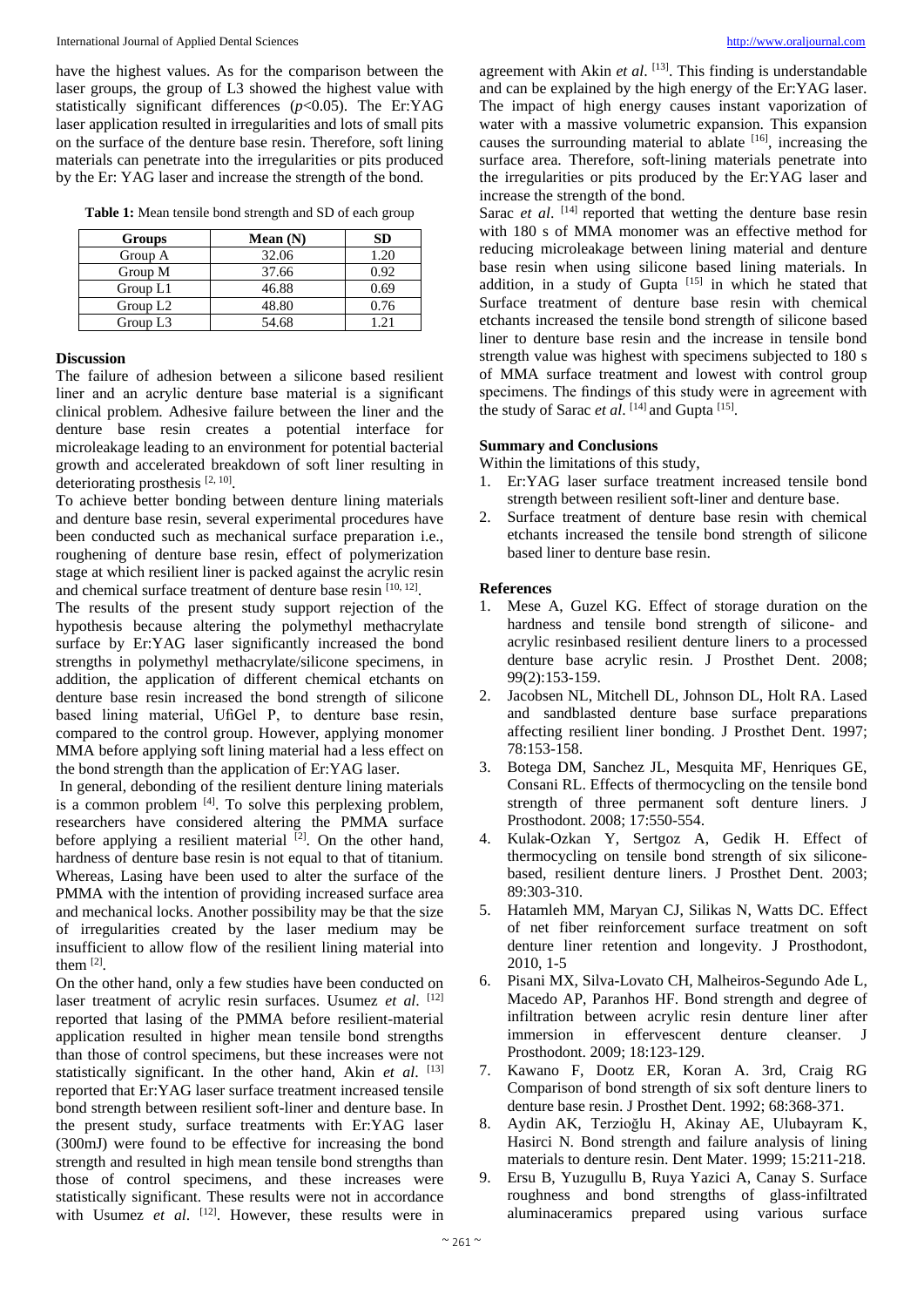have the highest values. As for the comparison between the laser groups, the group of L3 showed the highest value with statistically significant differences ($p<0.05$). The Er:YAG laser application resulted in irregularities and lots of small pits on the surface of the denture base resin. Therefore, soft lining materials can penetrate into the irregularities or pits produced by the Er: YAG laser and increase the strength of the bond.

**Table 1:** Mean tensile bond strength and SD of each group

| Groups | Mean (N) | SD |
|---|---|---|
| Group A | 32.06 | 1.20 |
| Group M | 37.66 | 0.92 |
| Group L1 | 46.88 | 0.69 |
| Group L2 | 48.80 | 0.76 |
| Group L3 | 54.68 | 1.21 |

## Discussion

The failure of adhesion between a silicone based resilient liner and an acrylic denture base material is a significant clinical problem. Adhesive failure between the liner and the denture base resin creates a potential interface for microleakage leading to an environment for potential bacterial growth and accelerated breakdown of soft liner resulting in deteriorating prosthesis [2, 10].

To achieve better bonding between denture lining materials and denture base resin, several experimental procedures have been conducted such as mechanical surface preparation i.e., roughening of denture base resin, effect of polymerization stage at which resilient liner is packed against the acrylic resin and chemical surface treatment of denture base resin [10, 12].

The results of the present study support rejection of the hypothesis because altering the polymethyl methacrylate surface by Er:YAG laser significantly increased the bond strengths in polymethyl methacrylate/silicone specimens, in addition, the application of different chemical etchants on denture base resin increased the bond strength of silicone based lining material, UfiGel P, to denture base resin, compared to the control group. However, applying monomer MMA before applying soft lining material had a less effect on the bond strength than the application of Er:YAG laser.

In general, debonding of the resilient denture lining materials is a common problem [4]. To solve this perplexing problem, researchers have considered altering the PMMA surface before applying a resilient material [2]. On the other hand, hardness of denture base resin is not equal to that of titanium. Whereas, Lasing have been used to alter the surface of the PMMA with the intention of providing increased surface area and mechanical locks. Another possibility may be that the size of irregularities created by the laser medium may be insufficient to allow flow of the resilient lining material into them [2].

On the other hand, only a few studies have been conducted on laser treatment of acrylic resin surfaces. Usumez *et al*. [12] reported that lasing of the PMMA before resilient-material application resulted in higher mean tensile bond strengths than those of control specimens, but these increases were not statistically significant. In the other hand, Akin *et al*. [13] reported that Er:YAG laser surface treatment increased tensile bond strength between resilient soft-liner and denture base. In the present study, surface treatments with Er:YAG laser (300mJ) were found to be effective for increasing the bond strength and resulted in high mean tensile bond strengths than those of control specimens, and these increases were statistically significant. These results were not in accordance with Usumez *et al*. [12]. However, these results were in agreement with Akin *et al*. [13]. This finding is understandable and can be explained by the high energy of the Er:YAG laser. The impact of high energy causes instant vaporization of water with a massive volumetric expansion. This expansion causes the surrounding material to ablate [16], increasing the surface area. Therefore, soft-lining materials penetrate into the irregularities or pits produced by the Er:YAG laser and increase the strength of the bond.

Sarac *et al*. [14] reported that wetting the denture base resin with 180 s of MMA monomer was an effective method for reducing microleakage between lining material and denture base resin when using silicone based lining materials. In addition, in a study of Gupta [15] in which he stated that Surface treatment of denture base resin with chemical etchants increased the tensile bond strength of silicone based liner to denture base resin and the increase in tensile bond strength value was highest with specimens subjected to 180 s of MMA surface treatment and lowest with control group specimens. The findings of this study were in agreement with the study of Sarac *et al*. [14] and Gupta [15].

## Summary and Conclusions

Within the limitations of this study,

1. Er:YAG laser surface treatment increased tensile bond strength between resilient soft-liner and denture base.
2. Surface treatment of denture base resin with chemical etchants increased the tensile bond strength of silicone based liner to denture base resin.

## References

1. Mese A, Guzel KG. Effect of storage duration on the hardness and tensile bond strength of silicone- and acrylic resinbased resilient denture liners to a processed denture base acrylic resin. J Prosthet Dent. 2008; 99(2):153-159.
2. Jacobsen NL, Mitchell DL, Johnson DL, Holt RA. Lased and sandblasted denture base surface preparations affecting resilient liner bonding. J Prosthet Dent. 1997; 78:153-158.
3. Botega DM, Sanchez JL, Mesquita MF, Henriques GE, Consani RL. Effects of thermocycling on the tensile bond strength of three permanent soft denture liners. J Prosthodont. 2008; 17:550-554.
4. Kulak-Ozkan Y, Sertgoz A, Gedik H. Effect of thermocycling on tensile bond strength of six silicone-based, resilient denture liners. J Prosthet Dent. 2003; 89:303-310.
5. Hatamleh MM, Maryan CJ, Silikas N, Watts DC. Effect of net fiber reinforcement surface treatment on soft denture liner retention and longevity. J Prosthodont, 2010, 1-5
6. Pisani MX, Silva-Lovato CH, Malheiros-Segundo Ade L, Macedo AP, Paranhos HF. Bond strength and degree of infiltration between acrylic resin denture liner after immersion in effervescent denture cleanser. J Prosthodont. 2009; 18:123-129.
7. Kawano F, Dootz ER, Koran A. 3rd, Craig RG Comparison of bond strength of six soft denture liners to denture base resin. J Prosthet Dent. 1992; 68:368-371.
8. Aydin AK, Terzioğlu H, Akinay AE, Ulubayram K, Hasirci N. Bond strength and failure analysis of lining materials to denture resin. Dent Mater. 1999; 15:211-218.
9. Ersu B, Yuzugullu B, Ruya Yazici A, Canay S. Surface roughness and bond strengths of glass-infiltrated aluminaceramics prepared using various surface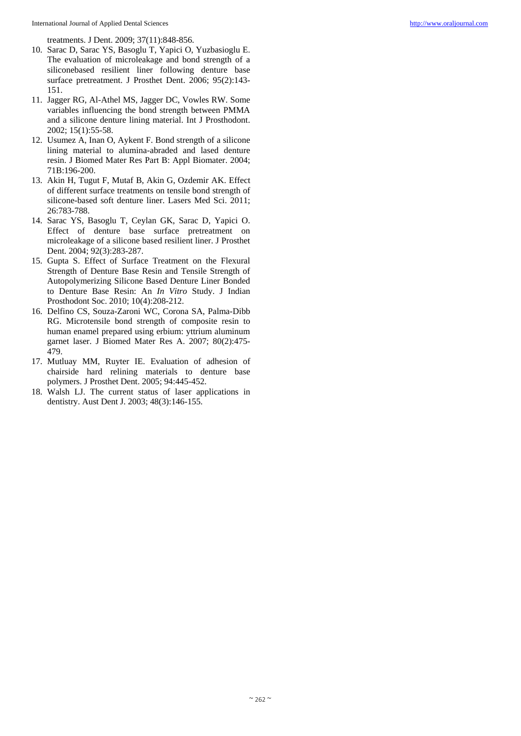treatments. J Dent. 2009; 37(11):848-856.

10. Sarac D, Sarac YS, Basoglu T, Yapici O, Yuzbasioglu E. The evaluation of microleakage and bond strength of a siliconebased resilient liner following denture base surface pretreatment. J Prosthet Dent. 2006; 95(2):143-151.
11. Jagger RG, Al-Athel MS, Jagger DC, Vowles RW. Some variables influencing the bond strength between PMMA and a silicone denture lining material. Int J Prosthodont. 2002; 15(1):55-58.
12. Usumez A, Inan O, Aykent F. Bond strength of a silicone lining material to alumina-abraded and lased denture resin. J Biomed Mater Res Part B: Appl Biomater. 2004; 71B:196-200.
13. Akin H, Tugut F, Mutaf B, Akin G, Ozdemir AK. Effect of different surface treatments on tensile bond strength of silicone-based soft denture liner. Lasers Med Sci. 2011; 26:783-788.
14. Sarac YS, Basoglu T, Ceylan GK, Sarac D, Yapici O. Effect of denture base surface pretreatment on microleakage of a silicone based resilient liner. J Prosthet Dent. 2004; 92(3):283-287.
15. Gupta S. Effect of Surface Treatment on the Flexural Strength of Denture Base Resin and Tensile Strength of Autopolymerizing Silicone Based Denture Liner Bonded to Denture Base Resin: An *In Vitro* Study. J Indian Prosthodont Soc. 2010; 10(4):208-212.
16. Delfino CS, Souza-Zaroni WC, Corona SA, Palma-Dibb RG. Microtensile bond strength of composite resin to human enamel prepared using erbium: yttrium aluminum garnet laser. J Biomed Mater Res A. 2007; 80(2):475-479.
17. Mutluay MM, Ruyter IE. Evaluation of adhesion of chairside hard relining materials to denture base polymers. J Prosthet Dent. 2005; 94:445-452.
18. Walsh LJ. The current status of laser applications in dentistry. Aust Dent J. 2003; 48(3):146-155.